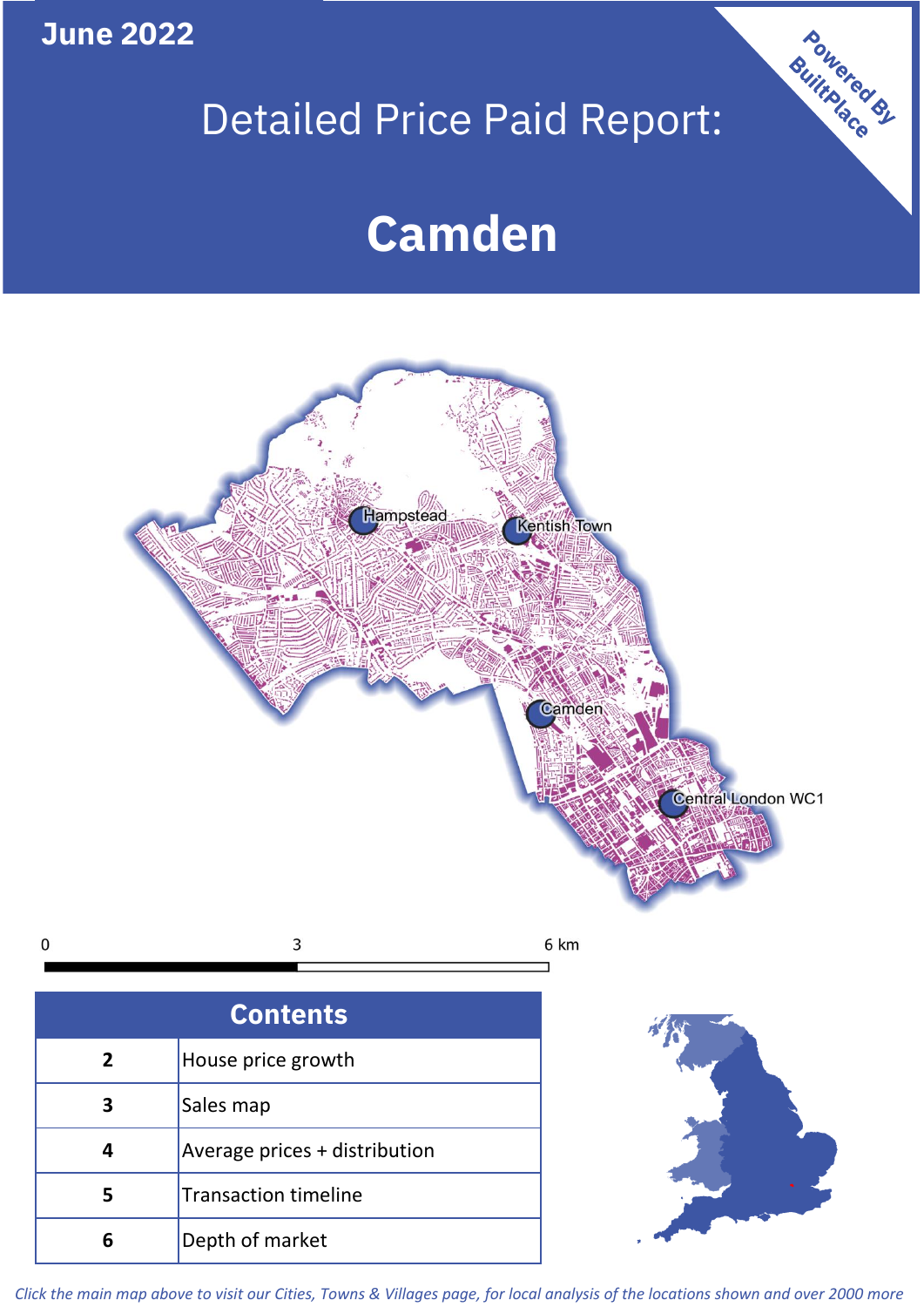June 2022

# Detailed Price Paid Report:

# Camden

Powered By BuiltPlace

Hampstead

Kentish Town

Camden

Central London WC1

0 3 6 km

| Contents | |
|---|---|
| 2 | House price growth |
| 3 | Sales map |
| 4 | Average prices + distribution |
| 5 | Transaction timeline |
| 6 | Depth of market |

*Click the main map above to visit our Cities, Towns & Villages page, for local analysis of the locations shown and over 2000 more*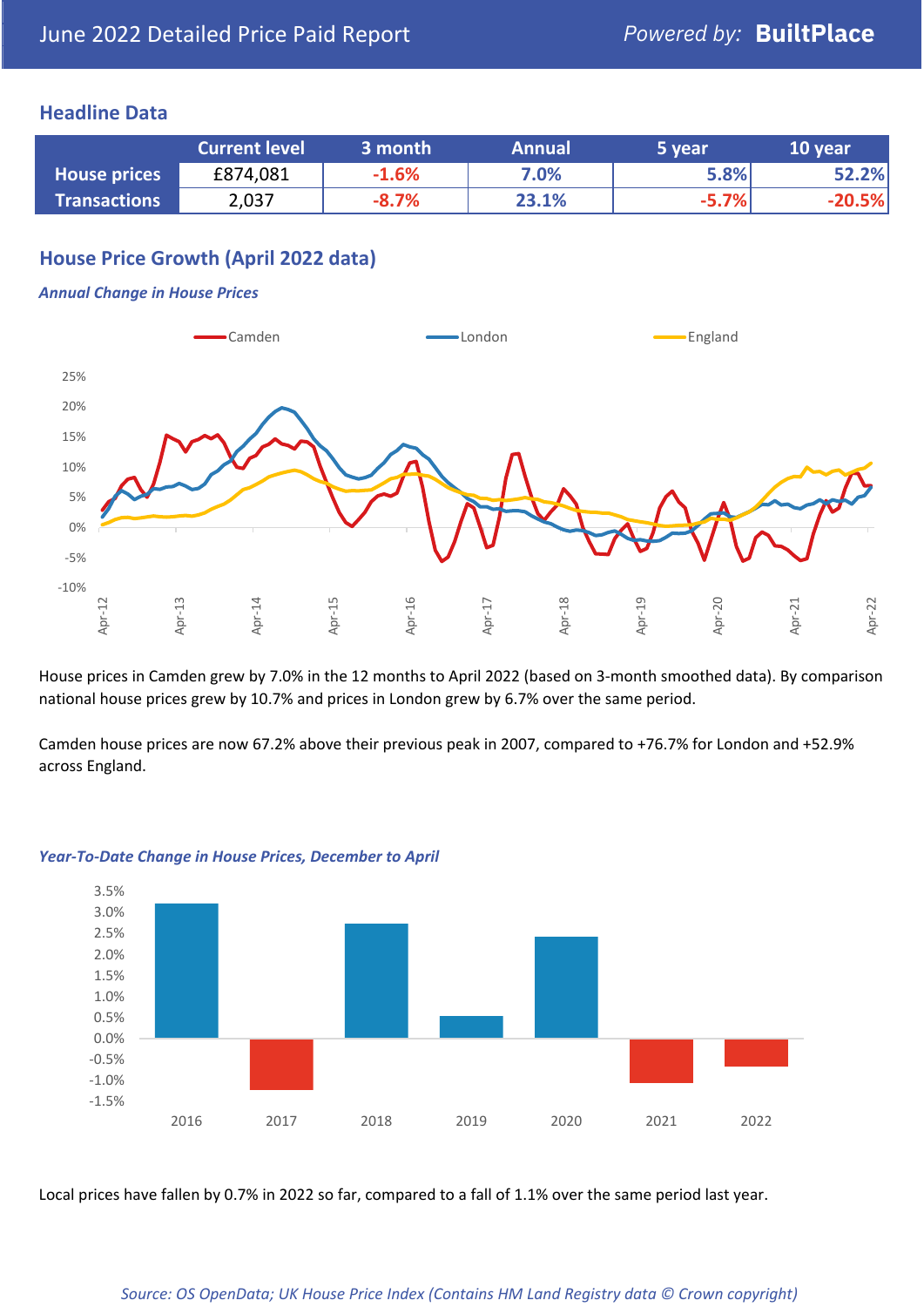# June 2022 Detailed Price Paid Report

Powered by: **BuiltPlace**

## Headline Data

| | Current level | 3 month | Annual | 5 year | 10 year |
|---|---|---|---|---|---|
| **House prices** | £874,081 | -1.6% | 7.0% | 5.8% | 52.2% |
| **Transactions** | 2,037 | -8.7% | 23.1% | -5.7% | -20.5% |

## House Price Growth (April 2022 data)

### *Annual Change in House Prices*

House prices in Camden grew by 7.0% in the 12 months to April 2022 (based on 3-month smoothed data). By comparison national house prices grew by 10.7% and prices in London grew by 6.7% over the same period.

Camden house prices are now 67.2% above their previous peak in 2007, compared to +76.7% for London and +52.9% across England.

### *Year-To-Date Change in House Prices, December to April*

Local prices have fallen by 0.7% in 2022 so far, compared to a fall of 1.1% over the same period last year.

*Source: OS OpenData; UK House Price Index (Contains HM Land Registry data © Crown copyright)*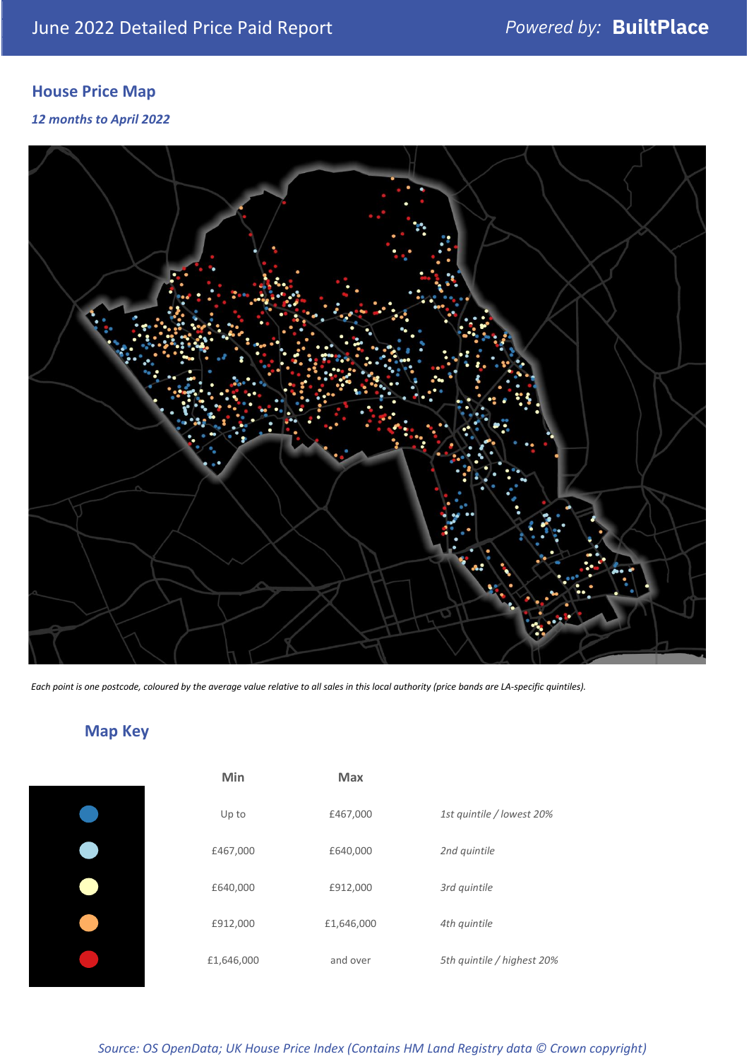June 2022 Detailed Price Paid Report

Powered by: **BuiltPlace**

## House Price Map

*12 months to April 2022*

*Each point is one postcode, coloured by the average value relative to all sales in this local authority (price bands are LA-specific quintiles).*

## Map Key

| | Min | Max | |
|---|---|---|---|
| Dark blue | Up to | £467,000 | *1st quintile / lowest 20%* |
| Light blue | £467,000 | £640,000 | *2nd quintile* |
| Pale yellow | £640,000 | £912,000 | *3rd quintile* |
| Orange | £912,000 | £1,646,000 | *4th quintile* |
| Red | £1,646,000 | and over | *5th quintile / highest 20%* |

*Source: OS OpenData; UK House Price Index (Contains HM Land Registry data © Crown copyright)*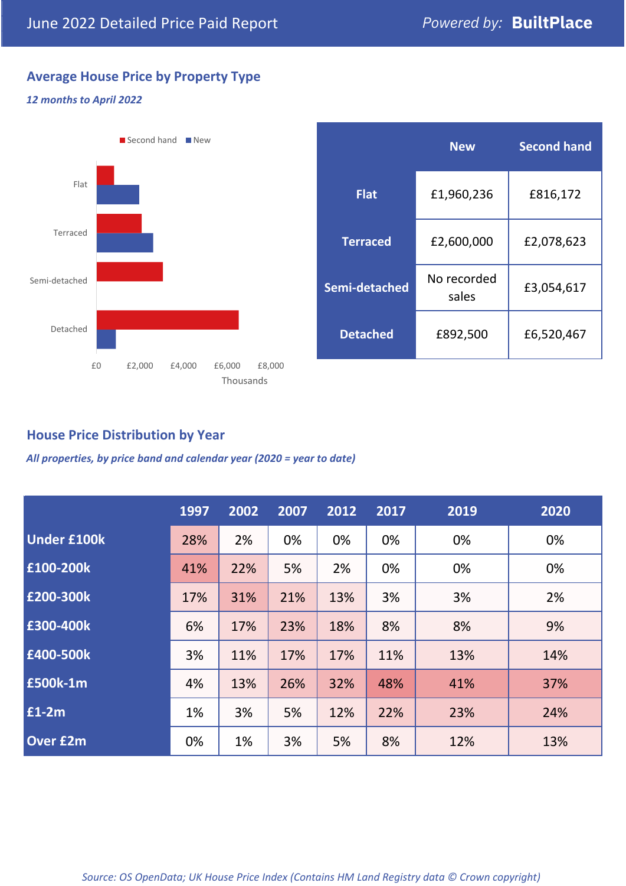# June 2022 Detailed Price Paid Report

*Powered by:* **BuiltPlace**

## Average House Price by Property Type

***12 months to April 2022***

|  | New | Second hand |
|---|---|---|
| **Flat** | £1,960,236 | £816,172 |
| **Terraced** | £2,600,000 | £2,078,623 |
| **Semi-detached** | No recorded sales | £3,054,617 |
| **Detached** | £892,500 | £6,520,467 |

## House Price Distribution by Year

***All properties, by price band and calendar year (2020 = year to date)***

|  | 1997 | 2002 | 2007 | 2012 | 2017 | 2019 | 2020 |
|---|---|---|---|---|---|---|---|
| **Under £100k** | 28% | 2% | 0% | 0% | 0% | 0% | 0% |
| **£100-200k** | 41% | 22% | 5% | 2% | 0% | 0% | 0% |
| **£200-300k** | 17% | 31% | 21% | 13% | 3% | 3% | 2% |
| **£300-400k** | 6% | 17% | 23% | 18% | 8% | 8% | 9% |
| **£400-500k** | 3% | 11% | 17% | 17% | 11% | 13% | 14% |
| **£500k-1m** | 4% | 13% | 26% | 32% | 48% | 41% | 37% |
| **£1-2m** | 1% | 3% | 5% | 12% | 22% | 23% | 24% |
| **Over £2m** | 0% | 1% | 3% | 5% | 8% | 12% | 13% |

*Source: OS OpenData; UK House Price Index (Contains HM Land Registry data © Crown copyright)*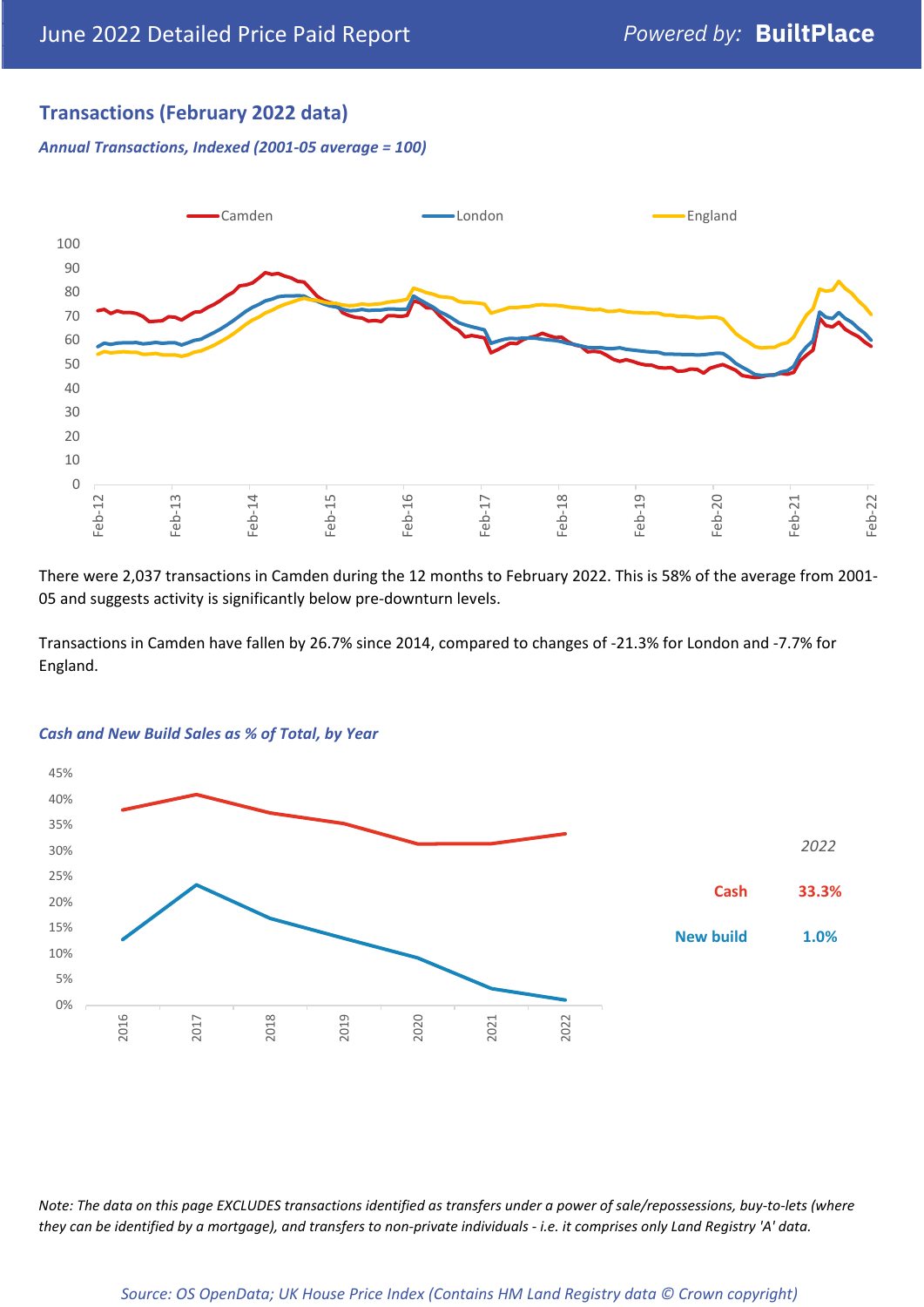## Transactions (February 2022 data)

*Annual Transactions, Indexed (2001-05 average = 100)*

There were 2,037 transactions in Camden during the 12 months to February 2022. This is 58% of the average from 2001-05 and suggests activity is significantly below pre-downturn levels.

Transactions in Camden have fallen by 26.7% since 2014, compared to changes of -21.3% for London and -7.7% for England.

*Cash and New Build Sales as % of Total, by Year*

| 2022 | |
|---|---|
| Cash | 33.3% |
| New build | 1.0% |

*Note: The data on this page EXCLUDES transactions identified as transfers under a power of sale/repossessions, buy-to-lets (where they can be identified by a mortgage), and transfers to non-private individuals - i.e. it comprises only Land Registry 'A' data.*

*Source: OS OpenData; UK House Price Index (Contains HM Land Registry data © Crown copyright)*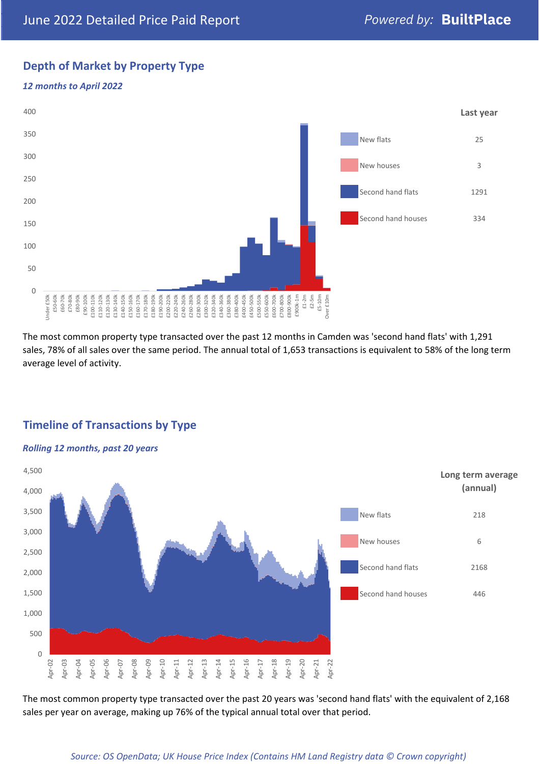June 2022 Detailed Price Paid Report

Powered by: **BuiltPlace**

## Depth of Market by Property Type

*12 months to April 2022*

400
350
300
250
200
150
100
50
0

Under £50k, £50-60k, £60-70k, £70-80k, £80-90k, £90-100k, £100-110k, £110-120k, £120-130k, £130-140k, £140-150k, £150-160k, £160-170k, £170-180k, £180-190k, £190-200k, £200-220k, £220-240k, £240-260k, £260-280k, £280-300k, £300-320k, £320-340k, £340-360k, £360-380k, £380-400k, £400-450k, £450-500k, £500-550k, £550-600k, £600-700k, £700-800k, £800-900k, £900k-1m, £1-2m, £2-5m, £5-10m, Over £10m

**Last year**

New flats 25
New houses 3
Second hand flats 1291
Second hand houses 334

The most common property type transacted over the past 12 months in Camden was 'second hand flats' with 1,291 sales, 78% of all sales over the same period. The annual total of 1,653 transactions is equivalent to 58% of the long term average level of activity.

## Timeline of Transactions by Type

*Rolling 12 months, past 20 years*

4,500
4,000
3,500
3,000
2,500
2,000
1,500
1,000
500
0

Apr-02, Apr-03, Apr-04, Apr-05, Apr-06, Apr-07, Apr-08, Apr-09, Apr-10, Apr-11, Apr-12, Apr-13, Apr-14, Apr-15, Apr-16, Apr-17, Apr-18, Apr-19, Apr-20, Apr-21, Apr-22

**Long term average (annual)**

New flats 218
New houses 6
Second hand flats 2168
Second hand houses 446

The most common property type transacted over the past 20 years was 'second hand flats' with the equivalent of 2,168 sales per year on average, making up 76% of the typical annual total over that period.

*Source: OS OpenData; UK House Price Index (Contains HM Land Registry data © Crown copyright)*